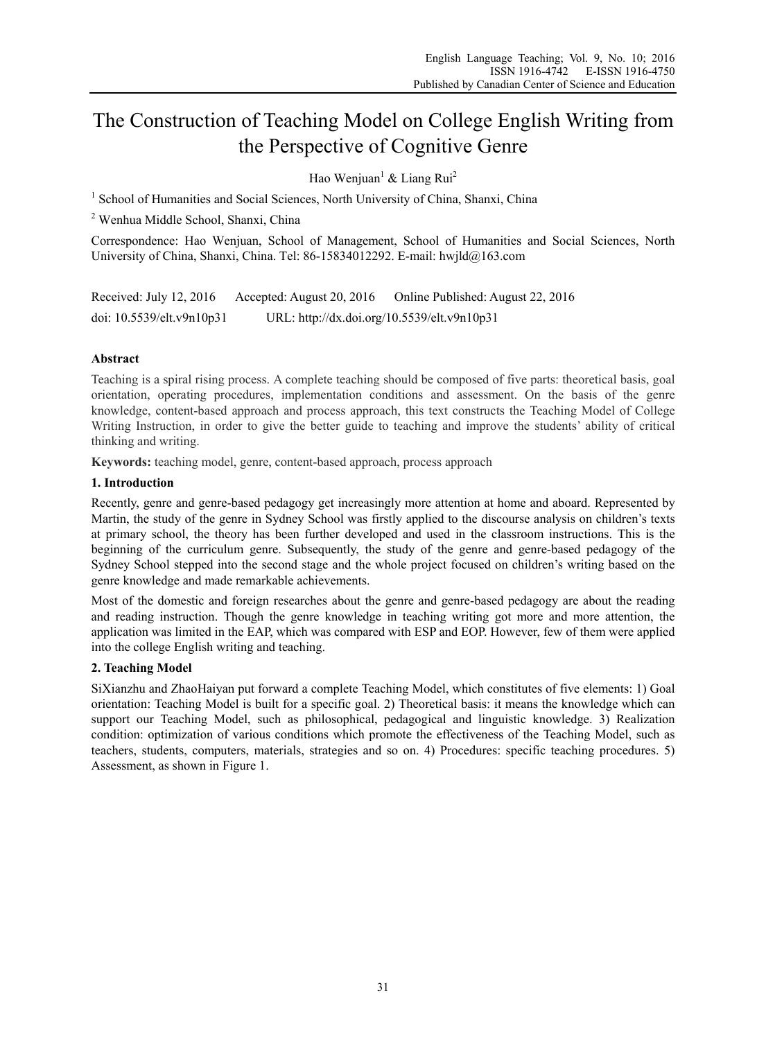# The Construction of Teaching Model on College English Writing from the Perspective of Cognitive Genre

Hao Wenjuan[1] & Liang Rui[2]

[1] School of Humanities and Social Sciences, North University of China, Shanxi, China

[2] Wenhua Middle School, Shanxi, China

Correspondence: Hao Wenjuan, School of Management, School of Humanities and Social Sciences, North University of China, Shanxi, China. Tel: 86-15834012292. E-mail: hwjld@163.com

Received: July 12, 2016 Accepted: August 20, 2016 Online Published: August 22, 2016

doi: 10.5539/elt.v9n10p31 URL: http://dx.doi.org/10.5539/elt.v9n10p31

## Abstract

Teaching is a spiral rising process. A complete teaching should be composed of five parts: theoretical basis, goal orientation, operating procedures, implementation conditions and assessment. On the basis of the genre knowledge, content-based approach and process approach, this text constructs the Teaching Model of College Writing Instruction, in order to give the better guide to teaching and improve the students' ability of critical thinking and writing.

**Keywords:** teaching model, genre, content-based approach, process approach

## 1. Introduction

Recently, genre and genre-based pedagogy get increasingly more attention at home and aboard. Represented by Martin, the study of the genre in Sydney School was firstly applied to the discourse analysis on children's texts at primary school, the theory has been further developed and used in the classroom instructions. This is the beginning of the curriculum genre. Subsequently, the study of the genre and genre-based pedagogy of the Sydney School stepped into the second stage and the whole project focused on children's writing based on the genre knowledge and made remarkable achievements.

Most of the domestic and foreign researches about the genre and genre-based pedagogy are about the reading and reading instruction. Though the genre knowledge in teaching writing got more and more attention, the application was limited in the EAP, which was compared with ESP and EOP. However, few of them were applied into the college English writing and teaching.

## 2. Teaching Model

SiXianzhu and ZhaoHaiyan put forward a complete Teaching Model, which constitutes of five elements: 1) Goal orientation: Teaching Model is built for a specific goal. 2) Theoretical basis: it means the knowledge which can support our Teaching Model, such as philosophical, pedagogical and linguistic knowledge. 3) Realization condition: optimization of various conditions which promote the effectiveness of the Teaching Model, such as teachers, students, computers, materials, strategies and so on. 4) Procedures: specific teaching procedures. 5) Assessment, as shown in Figure 1.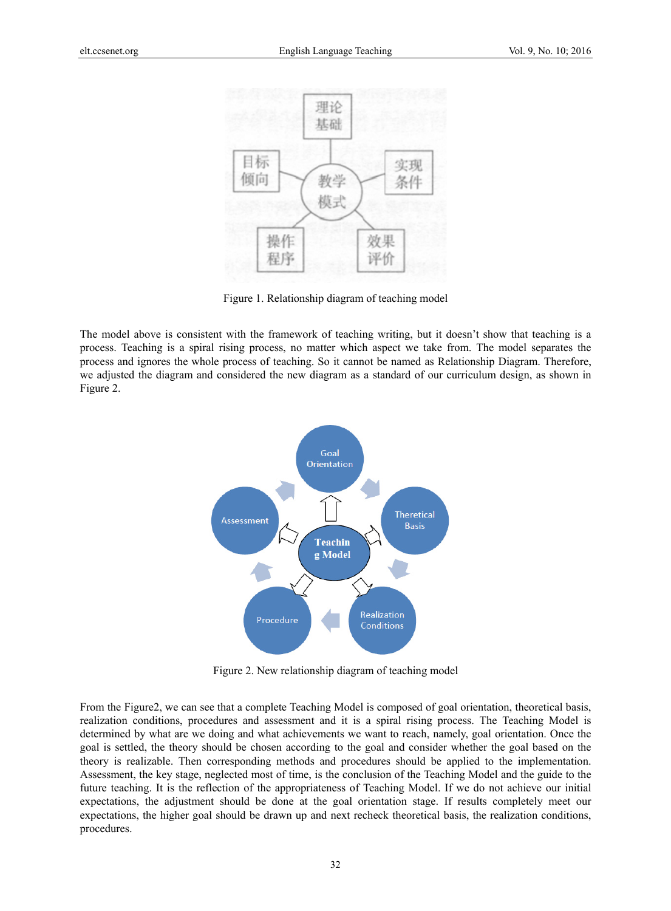Figure 1. Relationship diagram of teaching model

The model above is consistent with the framework of teaching writing, but it doesn't show that teaching is a process. Teaching is a spiral rising process, no matter which aspect we take from. The model separates the process and ignores the whole process of teaching. So it cannot be named as Relationship Diagram. Therefore, we adjusted the diagram and considered the new diagram as a standard of our curriculum design, as shown in Figure 2.

Figure 2. New relationship diagram of teaching model

From the Figure2, we can see that a complete Teaching Model is composed of goal orientation, theoretical basis, realization conditions, procedures and assessment and it is a spiral rising process. The Teaching Model is determined by what are we doing and what achievements we want to reach, namely, goal orientation. Once the goal is settled, the theory should be chosen according to the goal and consider whether the goal based on the theory is realizable. Then corresponding methods and procedures should be applied to the implementation. Assessment, the key stage, neglected most of time, is the conclusion of the Teaching Model and the guide to the future teaching. It is the reflection of the appropriateness of Teaching Model. If we do not achieve our initial expectations, the adjustment should be done at the goal orientation stage. If results completely meet our expectations, the higher goal should be drawn up and next recheck theoretical basis, the realization conditions, procedures.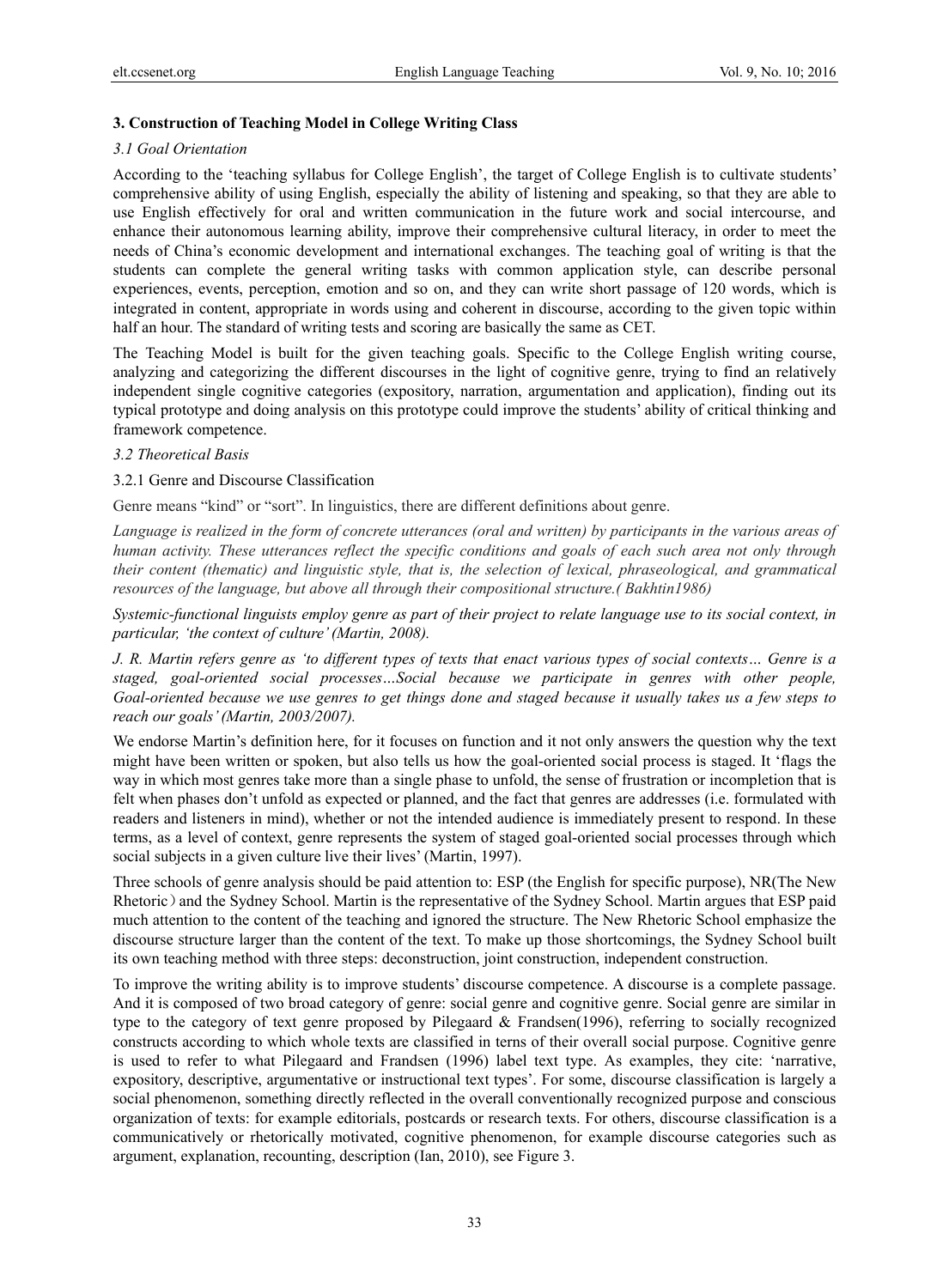## 3. Construction of Teaching Model in College Writing Class

### *3.1 Goal Orientation*

According to the 'teaching syllabus for College English', the target of College English is to cultivate students' comprehensive ability of using English, especially the ability of listening and speaking, so that they are able to use English effectively for oral and written communication in the future work and social intercourse, and enhance their autonomous learning ability, improve their comprehensive cultural literacy, in order to meet the needs of China's economic development and international exchanges. The teaching goal of writing is that the students can complete the general writing tasks with common application style, can describe personal experiences, events, perception, emotion and so on, and they can write short passage of 120 words, which is integrated in content, appropriate in words using and coherent in discourse, according to the given topic within half an hour. The standard of writing tests and scoring are basically the same as CET.

The Teaching Model is built for the given teaching goals. Specific to the College English writing course, analyzing and categorizing the different discourses in the light of cognitive genre, trying to find an relatively independent single cognitive categories (expository, narration, argumentation and application), finding out its typical prototype and doing analysis on this prototype could improve the students' ability of critical thinking and framework competence.

### *3.2 Theoretical Basis*

#### 3.2.1 Genre and Discourse Classification

Genre means "kind" or "sort". In linguistics, there are different definitions about genre.

*Language is realized in the form of concrete utterances (oral and written) by participants in the various areas of human activity. These utterances reflect the specific conditions and goals of each such area not only through their content (thematic) and linguistic style, that is, the selection of lexical, phraseological, and grammatical resources of the language, but above all through their compositional structure.( Bakhtin1986)*

*Systemic-functional linguists employ genre as part of their project to relate language use to its social context, in particular, 'the context of culture' (Martin, 2008).*

*J. R. Martin refers genre as 'to different types of texts that enact various types of social contexts… Genre is a staged, goal-oriented social processes…Social because we participate in genres with other people, Goal-oriented because we use genres to get things done and staged because it usually takes us a few steps to reach our goals' (Martin, 2003/2007).*

We endorse Martin's definition here, for it focuses on function and it not only answers the question why the text might have been written or spoken, but also tells us how the goal-oriented social process is staged. It 'flags the way in which most genres take more than a single phase to unfold, the sense of frustration or incompletion that is felt when phases don't unfold as expected or planned, and the fact that genres are addresses (i.e. formulated with readers and listeners in mind), whether or not the intended audience is immediately present to respond. In these terms, as a level of context, genre represents the system of staged goal-oriented social processes through which social subjects in a given culture live their lives' (Martin, 1997).

Three schools of genre analysis should be paid attention to: ESP (the English for specific purpose), NR(The New Rhetoric）and the Sydney School. Martin is the representative of the Sydney School. Martin argues that ESP paid much attention to the content of the teaching and ignored the structure. The New Rhetoric School emphasize the discourse structure larger than the content of the text. To make up those shortcomings, the Sydney School built its own teaching method with three steps: deconstruction, joint construction, independent construction.

To improve the writing ability is to improve students' discourse competence. A discourse is a complete passage. And it is composed of two broad category of genre: social genre and cognitive genre. Social genre are similar in type to the category of text genre proposed by Pilegaard & Frandsen(1996), referring to socially recognized constructs according to which whole texts are classified in terms of their overall social purpose. Cognitive genre is used to refer to what Pilegaard and Frandsen (1996) label text type. As examples, they cite: 'narrative, expository, descriptive, argumentative or instructional text types'. For some, discourse classification is largely a social phenomenon, something directly reflected in the overall conventionally recognized purpose and conscious organization of texts: for example editorials, postcards or research texts. For others, discourse classification is a communicatively or rhetorically motivated, cognitive phenomenon, for example discourse categories such as argument, explanation, recounting, description (Ian, 2010), see Figure 3.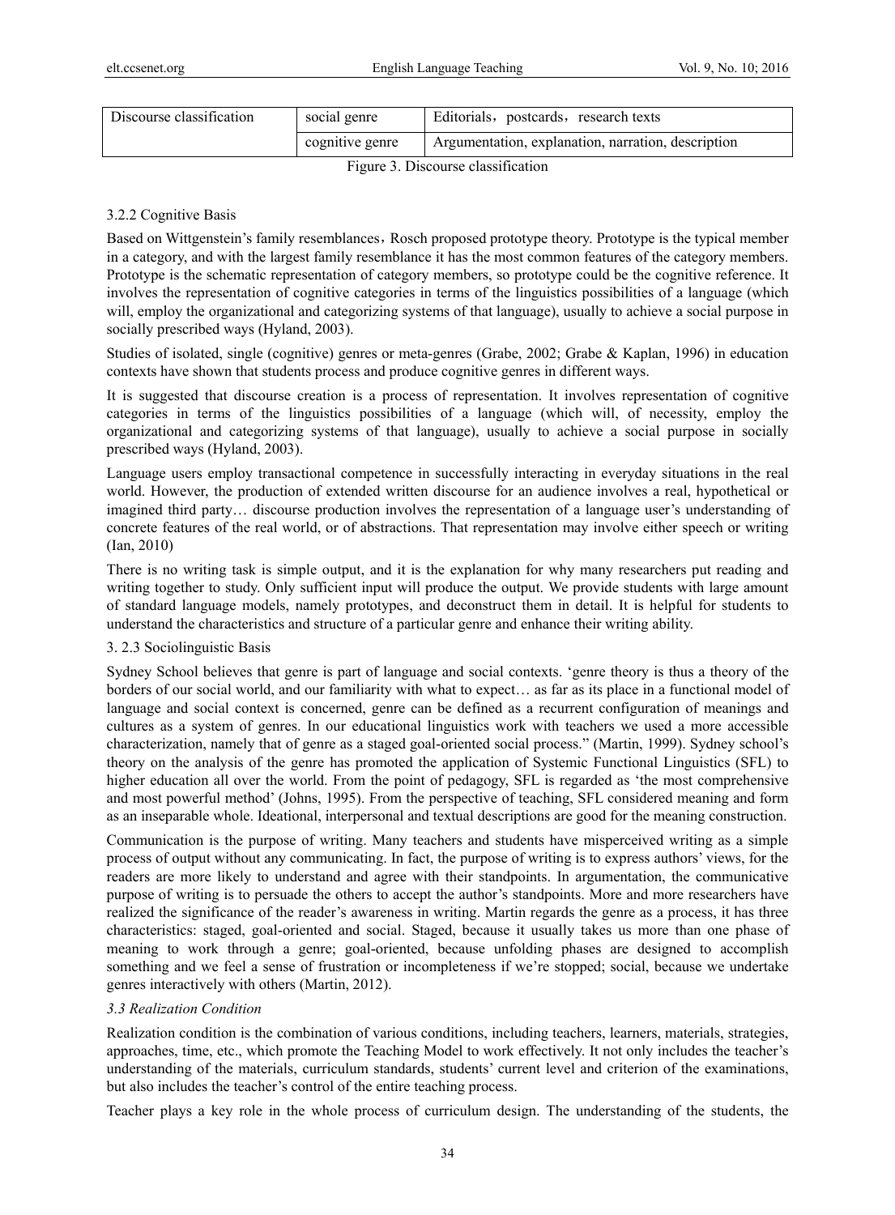| Discourse classification | social genre | Editorials, postcards, research texts |
| --- | --- | --- |
| | cognitive genre | Argumentation, explanation, narration, description |

Figure 3. Discourse classification

### 3.2.2 Cognitive Basis

Based on Wittgenstein's family resemblances, Rosch proposed prototype theory. Prototype is the typical member in a category, and with the largest family resemblance it has the most common features of the category members. Prototype is the schematic representation of category members, so prototype could be the cognitive reference. It involves the representation of cognitive categories in terms of the linguistics possibilities of a language (which will, employ the organizational and categorizing systems of that language), usually to achieve a social purpose in socially prescribed ways (Hyland, 2003).

Studies of isolated, single (cognitive) genres or meta-genres (Grabe, 2002; Grabe & Kaplan, 1996) in education contexts have shown that students process and produce cognitive genres in different ways.

It is suggested that discourse creation is a process of representation. It involves representation of cognitive categories in terms of the linguistics possibilities of a language (which will, of necessity, employ the organizational and categorizing systems of that language), usually to achieve a social purpose in socially prescribed ways (Hyland, 2003).

Language users employ transactional competence in successfully interacting in everyday situations in the real world. However, the production of extended written discourse for an audience involves a real, hypothetical or imagined third party… discourse production involves the representation of a language user's understanding of concrete features of the real world, or of abstractions. That representation may involve either speech or writing (Ian, 2010)

There is no writing task is simple output, and it is the explanation for why many researchers put reading and writing together to study. Only sufficient input will produce the output. We provide students with large amount of standard language models, namely prototypes, and deconstruct them in detail. It is helpful for students to understand the characteristics and structure of a particular genre and enhance their writing ability.

### 3. 2.3 Sociolinguistic Basis

Sydney School believes that genre is part of language and social contexts. 'genre theory is thus a theory of the borders of our social world, and our familiarity with what to expect… as far as its place in a functional model of language and social context is concerned, genre can be defined as a recurrent configuration of meanings and cultures as a system of genres. In our educational linguistics work with teachers we used a more accessible characterization, namely that of genre as a staged goal-oriented social process." (Martin, 1999). Sydney school's theory on the analysis of the genre has promoted the application of Systemic Functional Linguistics (SFL) to higher education all over the world. From the point of pedagogy, SFL is regarded as 'the most comprehensive and most powerful method' (Johns, 1995). From the perspective of teaching, SFL considered meaning and form as an inseparable whole. Ideational, interpersonal and textual descriptions are good for the meaning construction.

Communication is the purpose of writing. Many teachers and students have misperceived writing as a simple process of output without any communicating. In fact, the purpose of writing is to express authors' views, for the readers are more likely to understand and agree with their standpoints. In argumentation, the communicative purpose of writing is to persuade the others to accept the author's standpoints. More and more researchers have realized the significance of the reader's awareness in writing. Martin regards the genre as a process, it has three characteristics: staged, goal-oriented and social. Staged, because it usually takes us more than one phase of meaning to work through a genre; goal-oriented, because unfolding phases are designed to accomplish something and we feel a sense of frustration or incompleteness if we're stopped; social, because we undertake genres interactively with others (Martin, 2012).

### *3.3 Realization Condition*

Realization condition is the combination of various conditions, including teachers, learners, materials, strategies, approaches, time, etc., which promote the Teaching Model to work effectively. It not only includes the teacher's understanding of the materials, curriculum standards, students' current level and criterion of the examinations, but also includes the teacher's control of the entire teaching process.

Teacher plays a key role in the whole process of curriculum design. The understanding of the students, the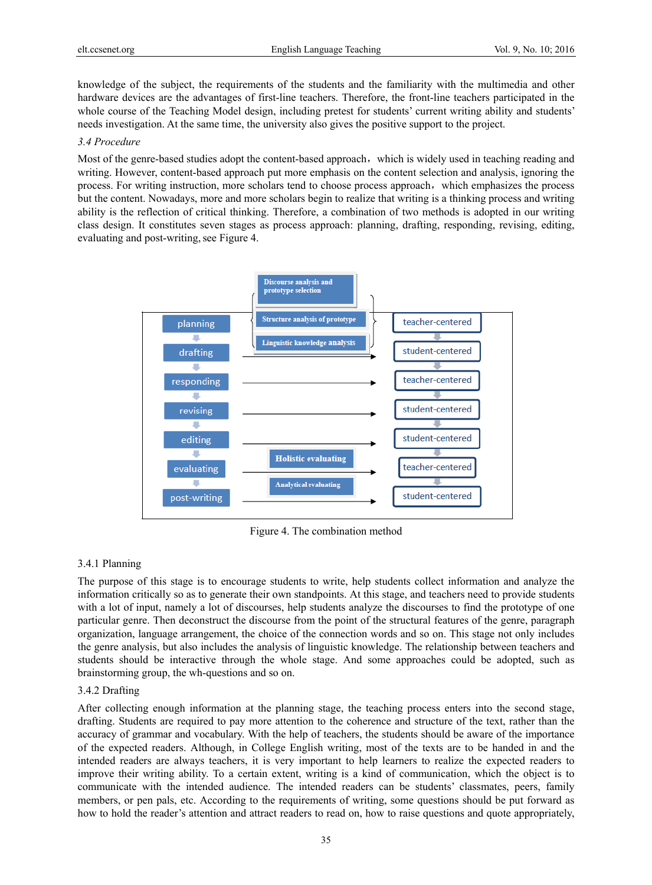knowledge of the subject, the requirements of the students and the familiarity with the multimedia and other hardware devices are the advantages of first-line teachers. Therefore, the front-line teachers participated in the whole course of the Teaching Model design, including pretest for students' current writing ability and students' needs investigation. At the same time, the university also gives the positive support to the project.

*3.4 Procedure*

Most of the genre-based studies adopt the content-based approach， which is widely used in teaching reading and writing. However, content-based approach put more emphasis on the content selection and analysis, ignoring the process. For writing instruction, more scholars tend to choose process approach， which emphasizes the process but the content. Nowadays, more and more scholars begin to realize that writing is a thinking process and writing ability is the reflection of critical thinking. Therefore, a combination of two methods is adopted in our writing class design. It constitutes seven stages as process approach: planning, drafting, responding, revising, editing, evaluating and post-writing, see Figure 4.

| Stage | Activities | Orientation |
|---|---|---|
| planning | Discourse analysis and prototype selection; Structure analysis of prototype; Linguistic knowledge analysis | teacher-centered |
| drafting | | student-centered |
| responding | | teacher-centered |
| revising | | student-centered |
| editing | | student-centered |
| evaluating | Holistic evaluating; Analytical evaluating | teacher-centered |
| post-writing | | student-centered |

Figure 4. The combination method

3.4.1 Planning

The purpose of this stage is to encourage students to write, help students collect information and analyze the information critically so as to generate their own standpoints. At this stage, and teachers need to provide students with a lot of input, namely a lot of discourses, help students analyze the discourses to find the prototype of one particular genre. Then deconstruct the discourse from the point of the structural features of the genre, paragraph organization, language arrangement, the choice of the connection words and so on. This stage not only includes the genre analysis, but also includes the analysis of linguistic knowledge. The relationship between teachers and students should be interactive through the whole stage. And some approaches could be adopted, such as brainstorming group, the wh-questions and so on.

3.4.2 Drafting

After collecting enough information at the planning stage, the teaching process enters into the second stage, drafting. Students are required to pay more attention to the coherence and structure of the text, rather than the accuracy of grammar and vocabulary. With the help of teachers, the students should be aware of the importance of the expected readers. Although, in College English writing, most of the texts are to be handed in and the intended readers are always teachers, it is very important to help learners to realize the expected readers to improve their writing ability. To a certain extent, writing is a kind of communication, which the object is to communicate with the intended audience. The intended readers can be students' classmates, peers, family members, or pen pals, etc. According to the requirements of writing, some questions should be put forward as how to hold the reader's attention and attract readers to read on, how to raise questions and quote appropriately,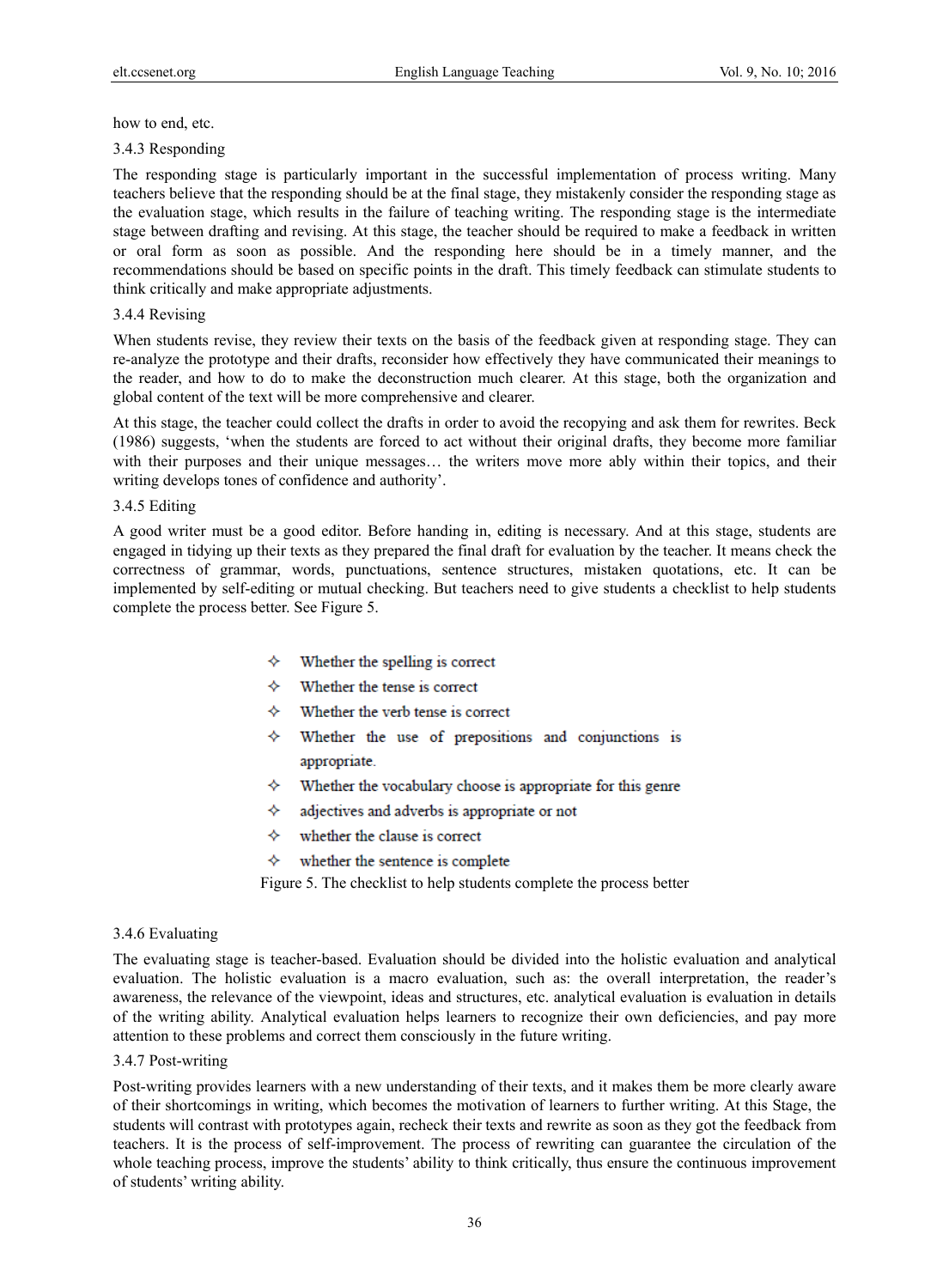how to end, etc.

### 3.4.3 Responding

The responding stage is particularly important in the successful implementation of process writing. Many teachers believe that the responding should be at the final stage, they mistakenly consider the responding stage as the evaluation stage, which results in the failure of teaching writing. The responding stage is the intermediate stage between drafting and revising. At this stage, the teacher should be required to make a feedback in written or oral form as soon as possible. And the responding here should be in a timely manner, and the recommendations should be based on specific points in the draft. This timely feedback can stimulate students to think critically and make appropriate adjustments.

### 3.4.4 Revising

When students revise, they review their texts on the basis of the feedback given at responding stage. They can re-analyze the prototype and their drafts, reconsider how effectively they have communicated their meanings to the reader, and how to do to make the deconstruction much clearer. At this stage, both the organization and global content of the text will be more comprehensive and clearer.

At this stage, the teacher could collect the drafts in order to avoid the recopying and ask them for rewrites. Beck (1986) suggests, 'when the students are forced to act without their original drafts, they become more familiar with their purposes and their unique messages… the writers move more ably within their topics, and their writing develops tones of confidence and authority'.

### 3.4.5 Editing

A good writer must be a good editor. Before handing in, editing is necessary. And at this stage, students are engaged in tidying up their texts as they prepared the final draft for evaluation by the teacher. It means check the correctness of grammar, words, punctuations, sentence structures, mistaken quotations, etc. It can be implemented by self-editing or mutual checking. But teachers need to give students a checklist to help students complete the process better. See Figure 5.

- Whether the spelling is correct
- Whether the tense is correct
- Whether the verb tense is correct
- Whether the use of prepositions and conjunctions is appropriate.
- Whether the vocabulary choose is appropriate for this genre
- adjectives and adverbs is appropriate or not
- whether the clause is correct
- whether the sentence is complete

Figure 5. The checklist to help students complete the process better

### 3.4.6 Evaluating

The evaluating stage is teacher-based. Evaluation should be divided into the holistic evaluation and analytical evaluation. The holistic evaluation is a macro evaluation, such as: the overall interpretation, the reader's awareness, the relevance of the viewpoint, ideas and structures, etc. analytical evaluation is evaluation in details of the writing ability. Analytical evaluation helps learners to recognize their own deficiencies, and pay more attention to these problems and correct them consciously in the future writing.

### 3.4.7 Post-writing

Post-writing provides learners with a new understanding of their texts, and it makes them be more clearly aware of their shortcomings in writing, which becomes the motivation of learners to further writing. At this Stage, the students will contrast with prototypes again, recheck their texts and rewrite as soon as they got the feedback from teachers. It is the process of self-improvement. The process of rewriting can guarantee the circulation of the whole teaching process, improve the students' ability to think critically, thus ensure the continuous improvement of students' writing ability.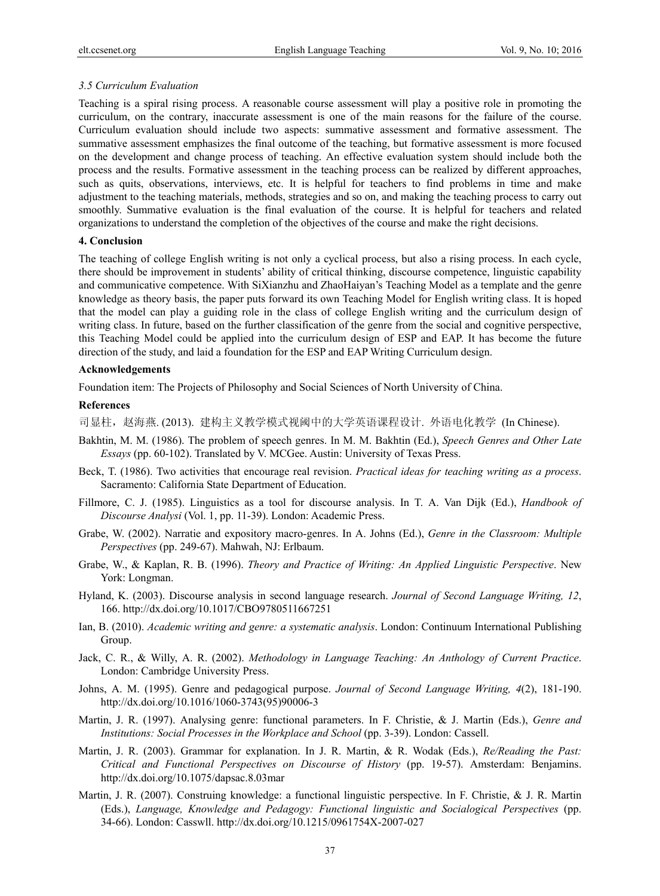### *3.5 Curriculum Evaluation*

Teaching is a spiral rising process. A reasonable course assessment will play a positive role in promoting the curriculum, on the contrary, inaccurate assessment is one of the main reasons for the failure of the course. Curriculum evaluation should include two aspects: summative assessment and formative assessment. The summative assessment emphasizes the final outcome of the teaching, but formative assessment is more focused on the development and change process of teaching. An effective evaluation system should include both the process and the results. Formative assessment in the teaching process can be realized by different approaches, such as quits, observations, interviews, etc. It is helpful for teachers to find problems in time and make adjustment to the teaching materials, methods, strategies and so on, and making the teaching process to carry out smoothly. Summative evaluation is the final evaluation of the course. It is helpful for teachers and related organizations to understand the completion of the objectives of the course and make the right decisions.

## 4. Conclusion

The teaching of college English writing is not only a cyclical process, but also a rising process. In each cycle, there should be improvement in students' ability of critical thinking, discourse competence, linguistic capability and communicative competence. With SiXianzhu and ZhaoHaiyan's Teaching Model as a template and the genre knowledge as theory basis, the paper puts forward its own Teaching Model for English writing class. It is hoped that the model can play a guiding role in the class of college English writing and the curriculum design of writing class. In future, based on the further classification of the genre from the social and cognitive perspective, this Teaching Model could be applied into the curriculum design of ESP and EAP. It has become the future direction of the study, and laid a foundation for the ESP and EAP Writing Curriculum design.

## Acknowledgements

Foundation item: The Projects of Philosophy and Social Sciences of North University of China.

## References

司显柱，赵海燕. (2013). 建构主义教学模式视阈中的大学英语课程设计. 外语电化教学 (In Chinese).

Bakhtin, M. M. (1986). The problem of speech genres. In M. M. Bakhtin (Ed.), *Speech Genres and Other Late Essays* (pp. 60-102). Translated by V. MCGee. Austin: University of Texas Press.

Beck, T. (1986). Two activities that encourage real revision. *Practical ideas for teaching writing as a process*. Sacramento: California State Department of Education.

Fillmore, C. J. (1985). Linguistics as a tool for discourse analysis. In T. A. Van Dijk (Ed.), *Handbook of Discourse Analysi* (Vol. 1, pp. 11-39). London: Academic Press.

Grabe, W. (2002). Narratie and expository macro-genres. In A. Johns (Ed.), *Genre in the Classroom: Multiple Perspectives* (pp. 249-67). Mahwah, NJ: Erlbaum.

Grabe, W., & Kaplan, R. B. (1996). *Theory and Practice of Writing: An Applied Linguistic Perspective*. New York: Longman.

Hyland, K. (2003). Discourse analysis in second language research. *Journal of Second Language Writing, 12*, 166. http://dx.doi.org/10.1017/CBO9780511667251

Ian, B. (2010). *Academic writing and genre: a systematic analysis*. London: Continuum International Publishing Group.

Jack, C. R., & Willy, A. R. (2002). *Methodology in Language Teaching: An Anthology of Current Practice*. London: Cambridge University Press.

Johns, A. M. (1995). Genre and pedagogical purpose. *Journal of Second Language Writing, 4*(2), 181-190. http://dx.doi.org/10.1016/1060-3743(95)90006-3

Martin, J. R. (1997). Analysing genre: functional parameters. In F. Christie, & J. Martin (Eds.), *Genre and Institutions: Social Processes in the Workplace and School* (pp. 3-39). London: Cassell.

Martin, J. R. (2003). Grammar for explanation. In J. R. Martin, & R. Wodak (Eds.), *Re/Reading the Past: Critical and Functional Perspectives on Discourse of History* (pp. 19-57). Amsterdam: Benjamins. http://dx.doi.org/10.1075/dapsac.8.03mar

Martin, J. R. (2007). Construing knowledge: a functional linguistic perspective. In F. Christie, & J. R. Martin (Eds.), *Language, Knowledge and Pedagogy: Functional linguistic and Socialogical Perspectives* (pp. 34-66). London: Casswll. http://dx.doi.org/10.1215/0961754X-2007-027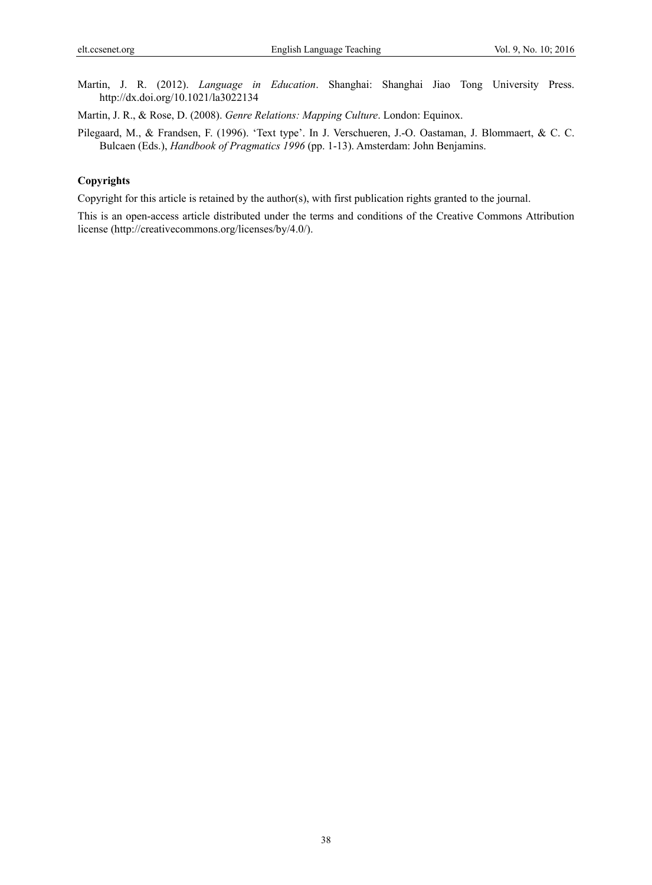Martin, J. R. (2012). *Language in Education*. Shanghai: Shanghai Jiao Tong University Press. http://dx.doi.org/10.1021/la3022134

Martin, J. R., & Rose, D. (2008). *Genre Relations: Mapping Culture*. London: Equinox.

Pilegaard, M., & Frandsen, F. (1996). 'Text type'. In J. Verschueren, J.-O. Oastaman, J. Blommaert, & C. C. Bulcaen (Eds.), *Handbook of Pragmatics 1996* (pp. 1-13). Amsterdam: John Benjamins.

**Copyrights**

Copyright for this article is retained by the author(s), with first publication rights granted to the journal.

This is an open-access article distributed under the terms and conditions of the Creative Commons Attribution license (http://creativecommons.org/licenses/by/4.0/).